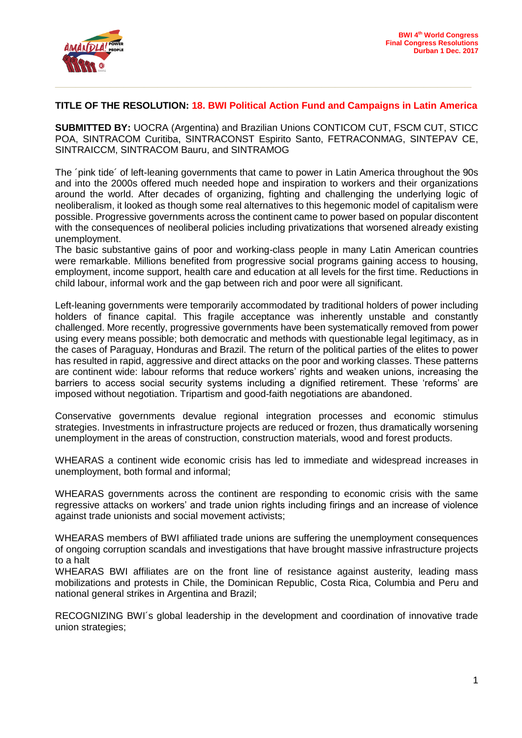**TITLE OF THE RESOLUTION: 18. BWI Political Action Fund and Campaigns in Latin America**

**SUBMITTED BY:** UOCRA (Argentina) and Brazilian Unions CONTICOM CUT, FSCM CUT, STICC POA, SINTRACOM Curitiba, SINTRACONST Espirito Santo, FETRACONMAG, SINTEPAV CE, SINTRAICCM, SINTRACOM Bauru, and SINTRAMOG

The ´pink tide´ of left-leaning governments that came to power in Latin America throughout the 90s and into the 2000s offered much needed hope and inspiration to workers and their organizations around the world. After decades of organizing, fighting and challenging the underlying logic of neoliberalism, it looked as though some real alternatives to this hegemonic model of capitalism were possible. Progressive governments across the continent came to power based on popular discontent with the consequences of neoliberal policies including privatizations that worsened already existing unemployment.

The basic substantive gains of poor and working-class people in many Latin American countries were remarkable. Millions benefited from progressive social programs gaining access to housing, employment, income support, health care and education at all levels for the first time. Reductions in child labour, informal work and the gap between rich and poor were all significant.

Left-leaning governments were temporarily accommodated by traditional holders of power including holders of finance capital. This fragile acceptance was inherently unstable and constantly challenged. More recently, progressive governments have been systematically removed from power using every means possible; both democratic and methods with questionable legal legitimacy, as in the cases of Paraguay, Honduras and Brazil. The return of the political parties of the elites to power has resulted in rapid, aggressive and direct attacks on the poor and working classes. These patterns are continent wide: labour reforms that reduce workers' rights and weaken unions, increasing the barriers to access social security systems including a dignified retirement. These 'reforms' are imposed without negotiation. Tripartism and good-faith negotiations are abandoned.

Conservative governments devalue regional integration processes and economic stimulus strategies. Investments in infrastructure projects are reduced or frozen, thus dramatically worsening unemployment in the areas of construction, construction materials, wood and forest products.

WHEARAS a continent wide economic crisis has led to immediate and widespread increases in unemployment, both formal and informal;

WHEARAS governments across the continent are responding to economic crisis with the same regressive attacks on workers' and trade union rights including firings and an increase of violence against trade unionists and social movement activists;

WHEARAS members of BWI affiliated trade unions are suffering the unemployment consequences of ongoing corruption scandals and investigations that have brought massive infrastructure projects to a halt

WHEARAS BWI affiliates are on the front line of resistance against austerity, leading mass mobilizations and protests in Chile, the Dominican Republic, Costa Rica, Columbia and Peru and national general strikes in Argentina and Brazil;

RECOGNIZING BWI´s global leadership in the development and coordination of innovative trade union strategies;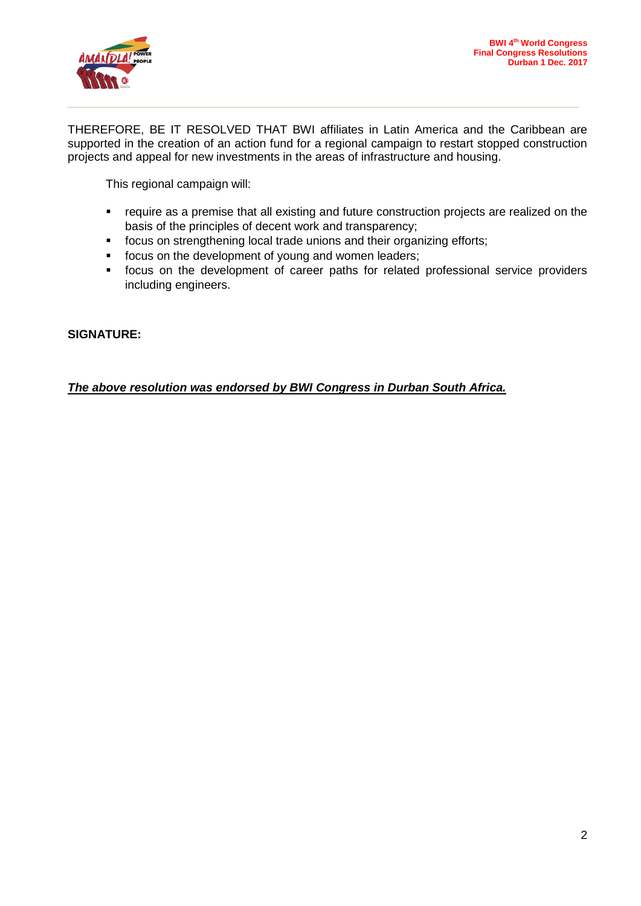THEREFORE, BE IT RESOLVED THAT BWI affiliates in Latin America and the Caribbean are supported in the creation of an action fund for a regional campaign to restart stopped construction projects and appeal for new investments in the areas of infrastructure and housing.

This regional campaign will:

- require as a premise that all existing and future construction projects are realized on the basis of the principles of decent work and transparency;
- focus on strengthening local trade unions and their organizing efforts;
- focus on the development of young and women leaders;
- focus on the development of career paths for related professional service providers including engineers.

**SIGNATURE:**

***The above resolution was endorsed by BWI Congress in Durban South Africa.***